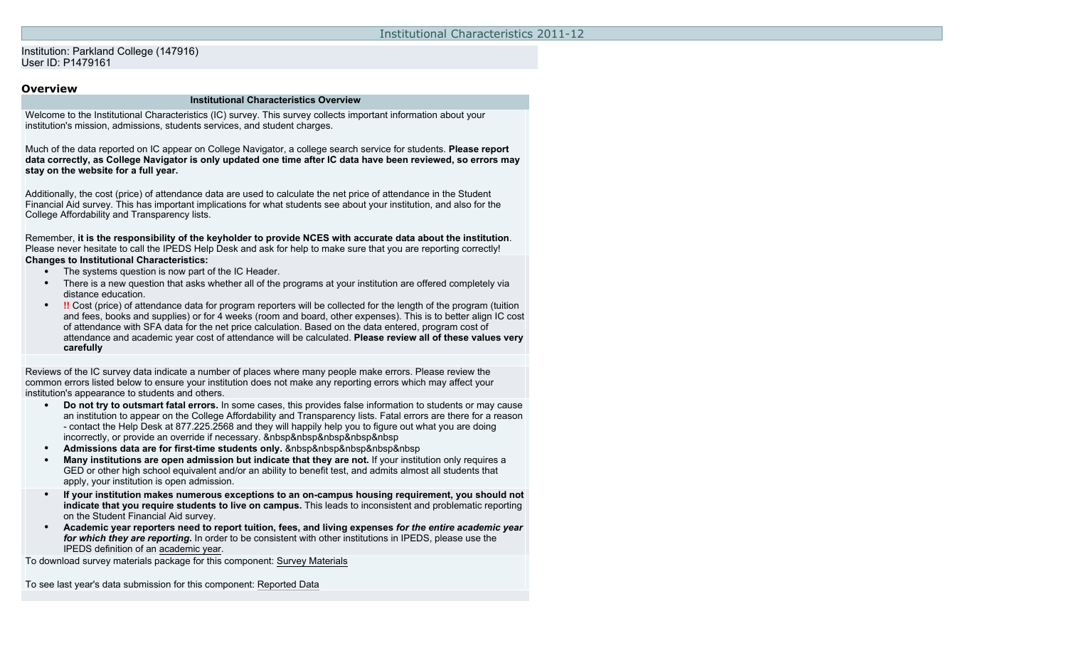# Institutional Characteristics 2011-12

Institution: Parkland College (147916)
User ID: P1479161

## Overview

### Institutional Characteristics Overview

Welcome to the Institutional Characteristics (IC) survey. This survey collects important information about your institution's mission, admissions, students services, and student charges.

Much of the data reported on IC appear on College Navigator, a college search service for students. **Please report data correctly, as College Navigator is only updated one time after IC data have been reviewed, so errors may stay on the website for a full year.**

Additionally, the cost (price) of attendance data are used to calculate the net price of attendance in the Student Financial Aid survey. This has important implications for what students see about your institution, and also for the College Affordability and Transparency lists.

Remember, **it is the responsibility of the keyholder to provide NCES with accurate data about the institution**. Please never hesitate to call the IPEDS Help Desk and ask for help to make sure that you are reporting correctly!

**Changes to Institutional Characteristics:**

- The systems question is now part of the IC Header.
- There is a new question that asks whether all of the programs at your institution are offered completely via distance education.
- **!!** Cost (price) of attendance data for program reporters will be collected for the length of the program (tuition and fees, books and supplies) or for 4 weeks (room and board, other expenses). This is to better align IC cost of attendance with SFA data for the net price calculation. Based on the data entered, program cost of attendance and academic year cost of attendance will be calculated. **Please review all of these values very carefully**

Reviews of the IC survey data indicate a number of places where many people make errors. Please review the common errors listed below to ensure your institution does not make any reporting errors which may affect your institution's appearance to students and others.

- **Do not try to outsmart fatal errors.** In some cases, this provides false information to students or may cause an institution to appear on the College Affordability and Transparency lists. Fatal errors are there for a reason - contact the Help Desk at 877.225.2568 and they will happily help you to figure out what you are doing incorrectly, or provide an override if necessary. &nbsp&nbsp&nbsp&nbsp&nbsp
- **Admissions data are for first-time students only.** &nbsp&nbsp&nbsp&nbsp&nbsp
- **Many institutions are open admission but indicate that they are not.** If your institution only requires a GED or other high school equivalent and/or an ability to benefit test, and admits almost all students that apply, your institution is open admission.
- **If your institution makes numerous exceptions to an on-campus housing requirement, you should not indicate that you require students to live on campus.** This leads to inconsistent and problematic reporting on the Student Financial Aid survey.
- **Academic year reporters need to report tuition, fees, and living expenses *for the entire academic year for which they are reporting.*** In order to be consistent with other institutions in IPEDS, please use the IPEDS definition of an academic year.

To download survey materials package for this component: Survey Materials

To see last year's data submission for this component: Reported Data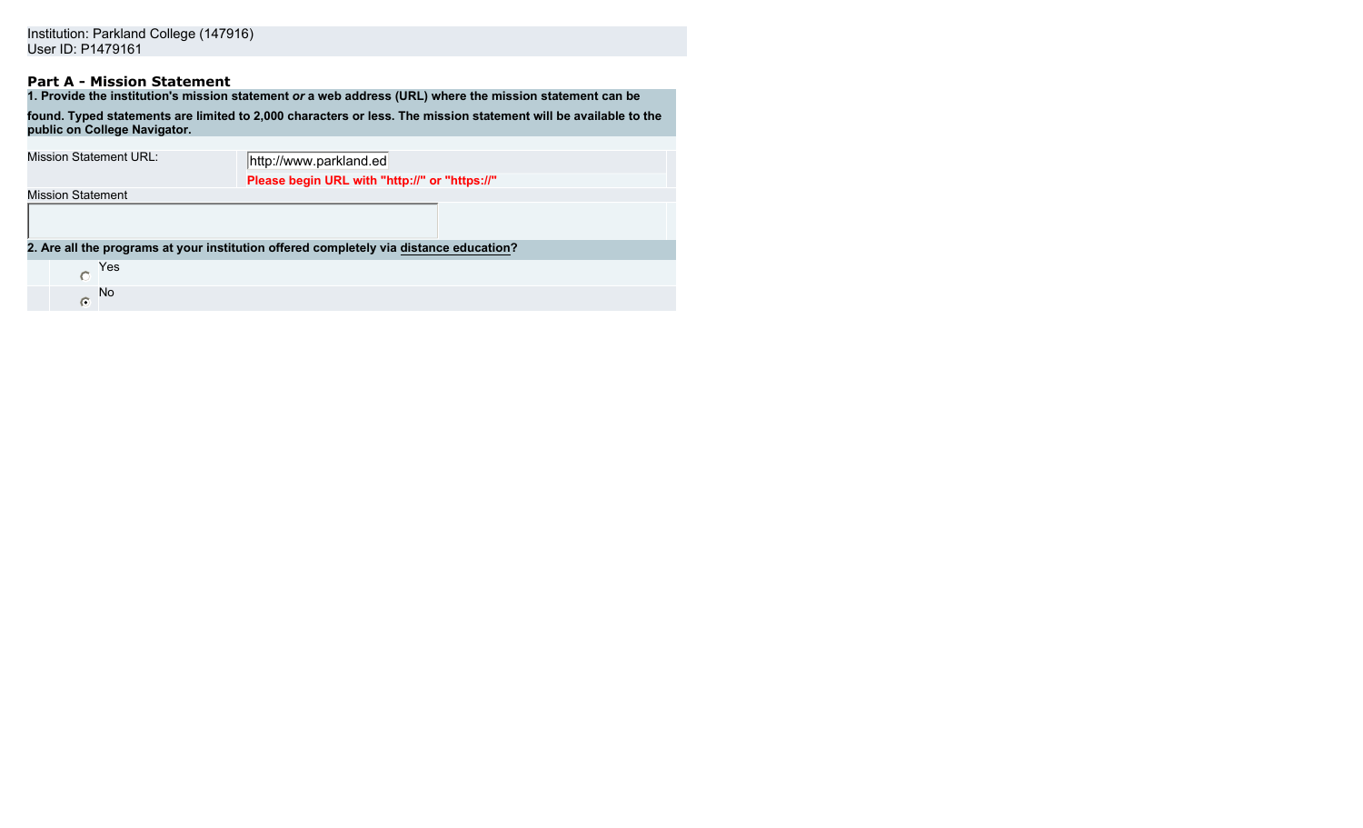Institution: Parkland College (147916)
User ID: P1479161

## Part A - Mission Statement

**1. Provide the institution's mission statement *or* a web address (URL) where the mission statement can be found. Typed statements are limited to 2,000 characters or less. The mission statement will be available to the public on College Navigator.**

| | |
|---|---|
| Mission Statement URL: | http://www.parkland.ed<br>**Please begin URL with "http://" or "https://"** |
| Mission Statement | |
| | |

**2. Are all the programs at your institution offered completely via distance education?**

- ○ Yes
- ◉ No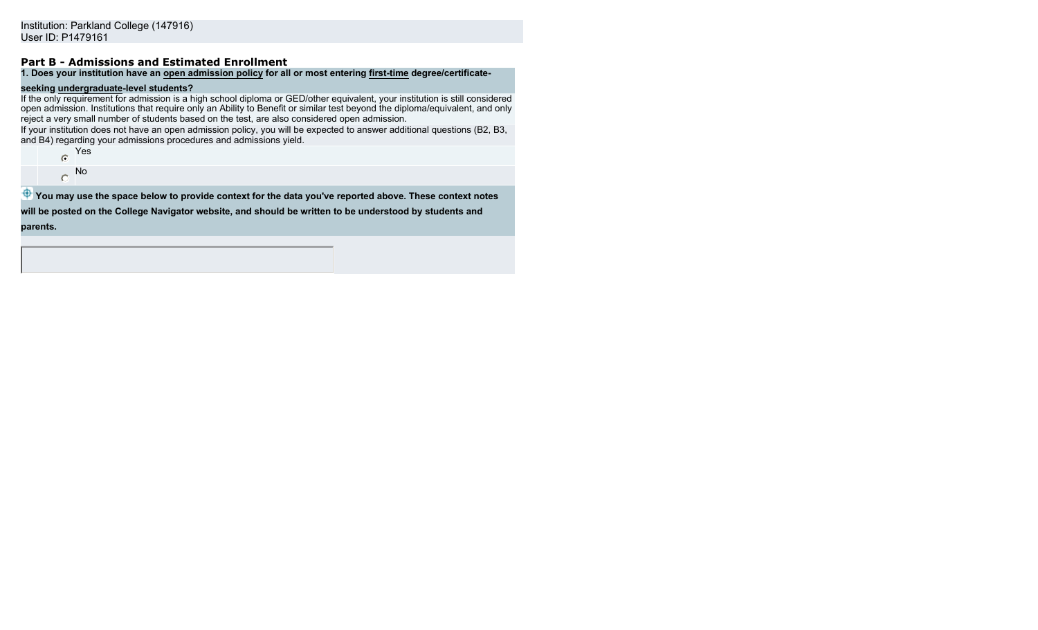Institution: Parkland College (147916)
User ID: P1479161

## Part B - Admissions and Estimated Enrollment

**1. Does your institution have an open admission policy for all or most entering first-time degree/certificate-seeking undergraduate-level students?**

If the only requirement for admission is a high school diploma or GED/other equivalent, your institution is still considered open admission. Institutions that require only an Ability to Benefit or similar test beyond the diploma/equivalent, and only reject a very small number of students based on the test, are also considered open admission.

If your institution does not have an open admission policy, you will be expected to answer additional questions (B2, B3, and B4) regarding your admissions procedures and admissions yield.

- (●) Yes
- ( ) No

**You may use the space below to provide context for the data you've reported above. These context notes will be posted on the College Navigator website, and should be written to be understood by students and parents.**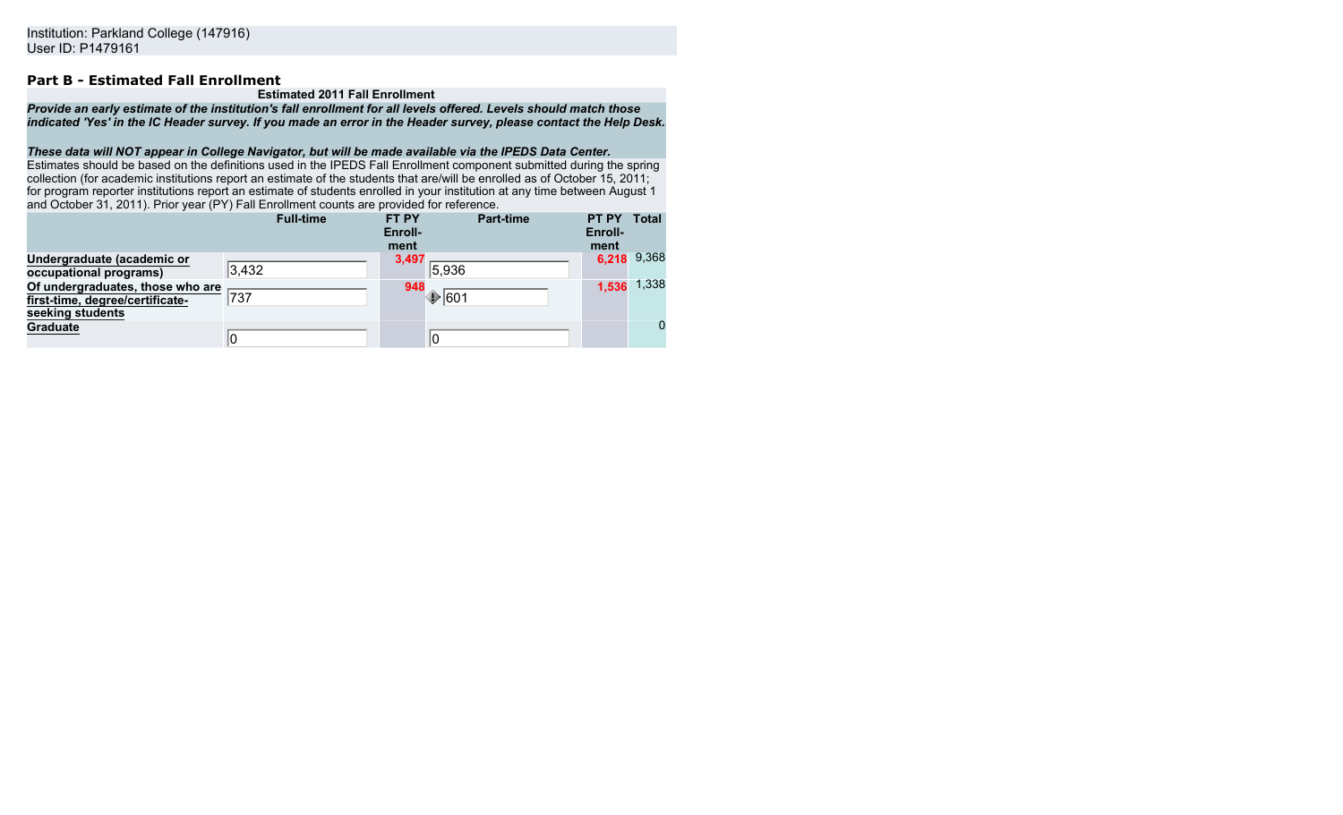Institution: Parkland College (147916)
User ID: P1479161

## Part B - Estimated Fall Enrollment

**Estimated 2011 Fall Enrollment**

***Provide an early estimate of the institution's fall enrollment for all levels offered. Levels should match those indicated 'Yes' in the IC Header survey. If you made an error in the Header survey, please contact the Help Desk.***

***These data will NOT appear in College Navigator, but will be made available via the IPEDS Data Center.***

Estimates should be based on the definitions used in the IPEDS Fall Enrollment component submitted during the spring collection (for academic institutions report an estimate of the students that are/will be enrolled as of October 15, 2011; for program reporter institutions report an estimate of students enrolled in your institution at any time between August 1 and October 31, 2011). Prior year (PY) Fall Enrollment counts are provided for reference.

| | Full-time | FT PY Enroll-ment | Part-time | PT PY Enroll-ment | Total |
|---|---|---|---|---|---|
| Undergraduate (academic or occupational programs) | 3,432 | 3,497 | 5,936 | 6,218 | 9,368 |
| Of undergraduates, those who are first-time, degree/certificate-seeking students | 737 | 948 | 601 | 1,536 | 1,338 |
| Graduate | 0 | | 0 | | 0 |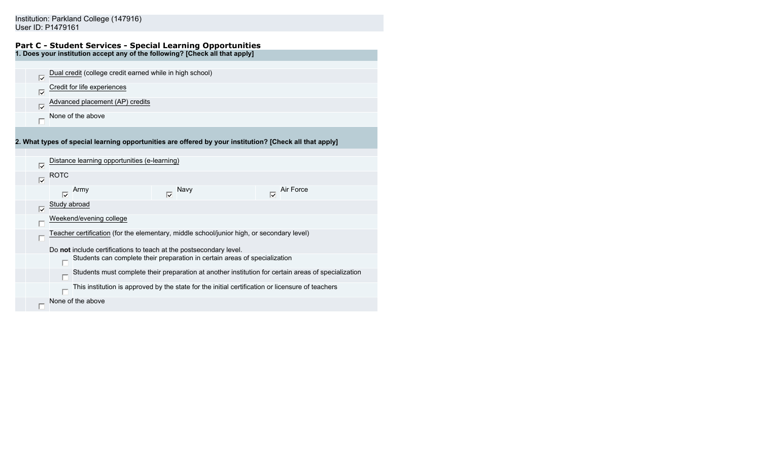Institution: Parkland College (147916)
User ID: P1479161

## Part C - Student Services - Special Learning Opportunities

**1. Does your institution accept any of the following? [Check all that apply]**

- [x] Dual credit (college credit earned while in high school)
- [x] Credit for life experiences
- [x] Advanced placement (AP) credits
- [ ] None of the above

**2. What types of special learning opportunities are offered by your institution? [Check all that apply]**

- [x] Distance learning opportunities (e-learning)
- [x] ROTC
  - [x] Army
  - [x] Navy
  - [x] Air Force
- [x] Study abroad
- [ ] Weekend/evening college
- [ ] Teacher certification (for the elementary, middle school/junior high, or secondary level)

  Do **not** include certifications to teach at the postsecondary level.
  - [ ] Students can complete their preparation in certain areas of specialization
  - [ ] Students must complete their preparation at another institution for certain areas of specialization
  - [ ] This institution is approved by the state for the initial certification or licensure of teachers
- [ ] None of the above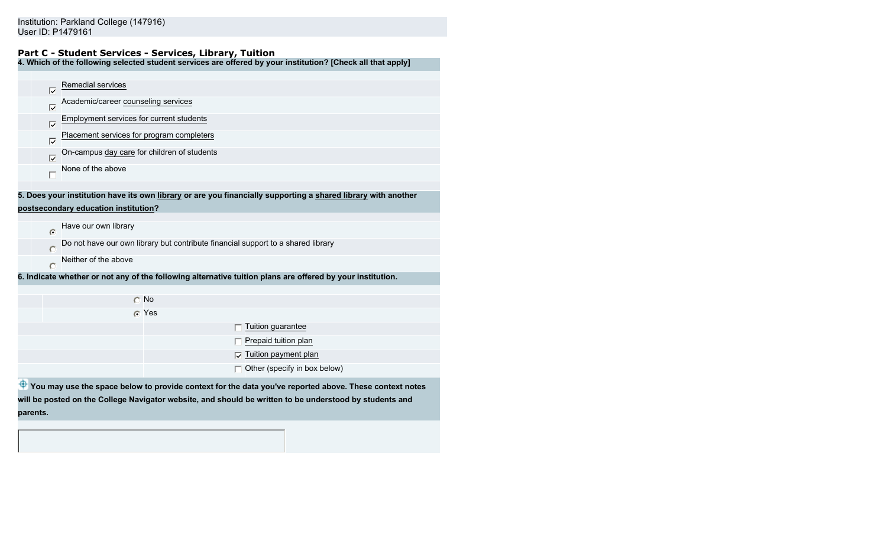Institution: Parkland College (147916)
User ID: P1479161

## Part C - Student Services - Services, Library, Tuition

**4. Which of the following selected student services are offered by your institution? [Check all that apply]**

- [x] Remedial services
- [x] Academic/career counseling services
- [x] Employment services for current students
- [x] Placement services for program completers
- [x] On-campus day care for children of students
- [ ] None of the above

**5. Does your institution have its own library or are you financially supporting a shared library with another postsecondary education institution?**

- (•) Have our own library
- ( ) Do not have our own library but contribute financial support to a shared library
- ( ) Neither of the above

**6. Indicate whether or not any of the following alternative tuition plans are offered by your institution.**

- ( ) No
- (•) Yes
  - [ ] Tuition guarantee
  - [ ] Prepaid tuition plan
  - [x] Tuition payment plan
  - [ ] Other (specify in box below)

**You may use the space below to provide context for the data you've reported above. These context notes will be posted on the College Navigator website, and should be written to be understood by students and parents.**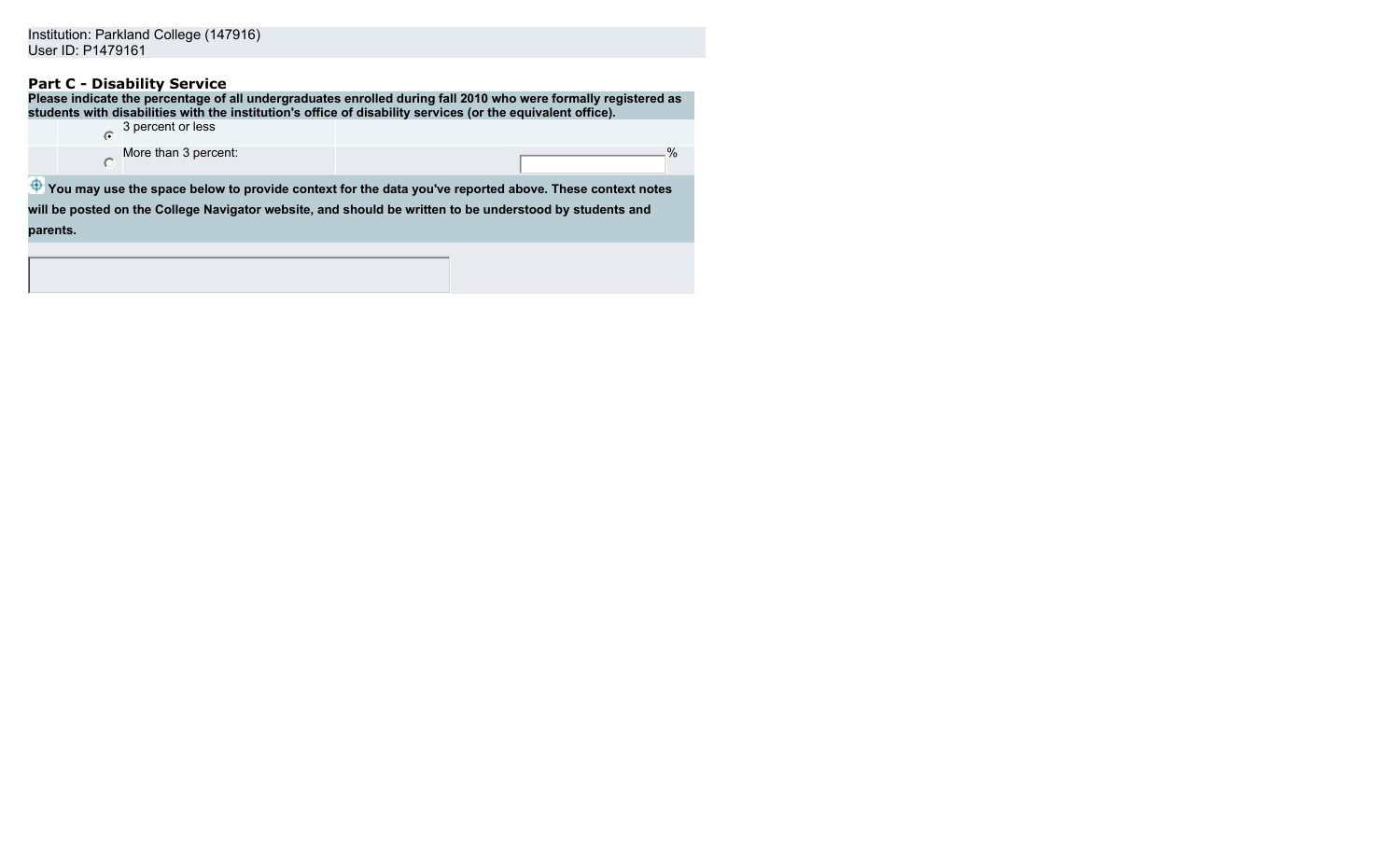Institution: Parkland College (147916)
User ID: P1479161

**Part C - Disability Service**

**Please indicate the percentage of all undergraduates enrolled during fall 2010 who were formally registered as students with disabilities with the institution's office of disability services (or the equivalent office).**

| | | |
|---|---|---|
| (●) | 3 percent or less | |
| ( ) | More than 3 percent: | % |

**You may use the space below to provide context for the data you've reported above. These context notes will be posted on the College Navigator website, and should be written to be understood by students and parents.**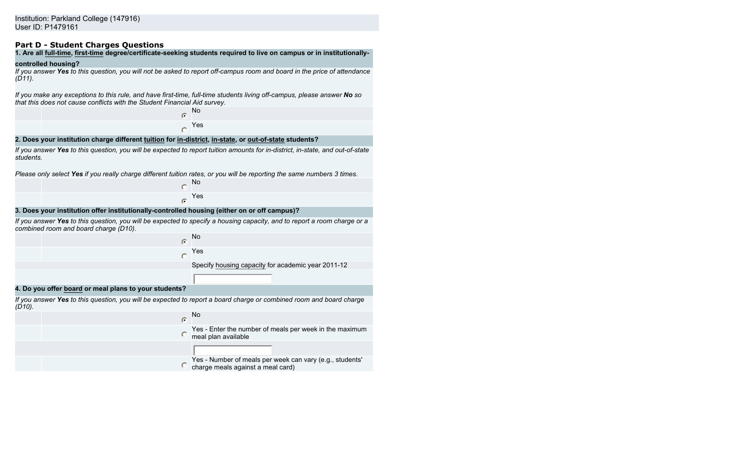Institution: Parkland College (147916)
User ID: P1479161

## Part D - Student Charges Questions

**1. Are all full-time, first-time degree/certificate-seeking students required to live on campus or in institutionally-controlled housing?**

*If you answer **Yes** to this question, you will not be asked to report off-campus room and board in the price of attendance (D11).*

*If you make any exceptions to this rule, and have first-time, full-time students living off-campus, please answer **No** so that this does not cause conflicts with the Student Financial Aid survey.*

- (●) No
- ( ) Yes

**2. Does your institution charge different tuition for in-district, in-state, or out-of-state students?**

*If you answer **Yes** to this question, you will be expected to report tuition amounts for in-district, in-state, and out-of-state students.*

*Please only select **Yes** if you really charge different tuition rates, or you will be reporting the same numbers 3 times.*

- ( ) No
- (●) Yes

**3. Does your institution offer institutionally-controlled housing (either on or off campus)?**

*If you answer **Yes** to this question, you will be expected to specify a housing capacity, and to report a room charge or a combined room and board charge (D10).*

- (●) No
- ( ) Yes

Specify housing capacity for academic year 2011-12

[ ]

**4. Do you offer board or meal plans to your students?**

*If you answer **Yes** to this question, you will be expected to report a board charge or combined room and board charge (D10).*

- (●) No
- ( ) Yes - Enter the number of meals per week in the maximum meal plan available

[ ]

- ( ) Yes - Number of meals per week can vary (e.g., students' charge meals against a meal card)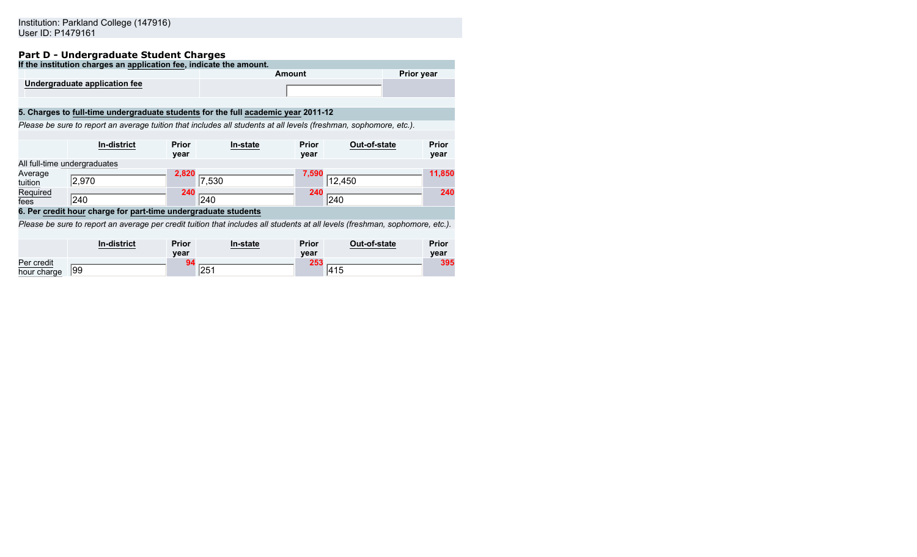Institution: Parkland College (147916)
User ID: P1479161

## Part D - Undergraduate Student Charges

**If the institution charges an application fee, indicate the amount.**

| | Amount | Prior year |
|---|---|---|
| **Undergraduate application fee** | | |

**5. Charges to full-time undergraduate students for the full academic year 2011-12**

*Please be sure to report an average tuition that includes all students at all levels (freshman, sophomore, etc.).*

| | In-district | Prior year | In-state | Prior year | Out-of-state | Prior year |
|---|---|---|---|---|---|---|
| All full-time undergraduates | | | | | | |
| Average tuition | 2,970 | 2,820 | 7,530 | 7,590 | 12,450 | 11,850 |
| Required fees | 240 | 240 | 240 | 240 | 240 | 240 |

**6. Per credit hour charge for part-time undergraduate students**

*Please be sure to report an average per credit tuition that includes all students at all levels (freshman, sophomore, etc.).*

| | In-district | Prior year | In-state | Prior year | Out-of-state | Prior year |
|---|---|---|---|---|---|---|
| Per credit hour charge | 99 | 94 | 251 | 253 | 415 | 395 |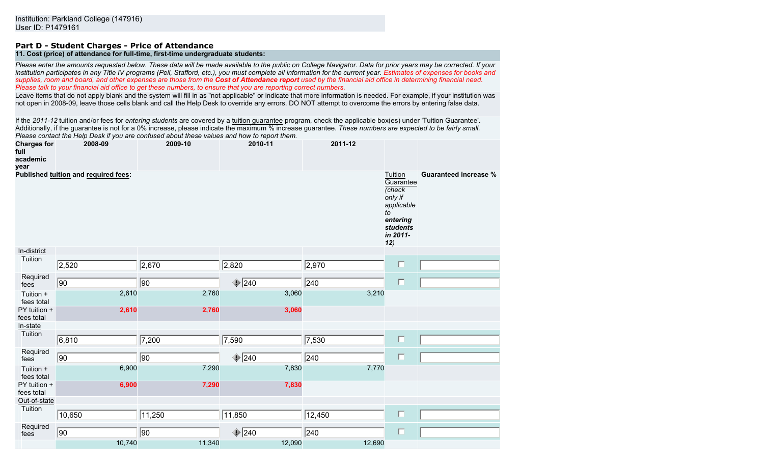Institution: Parkland College (147916)
User ID: P1479161

## Part D - Student Charges - Price of Attendance

### 11. Cost (price) of attendance for full-time, first-time undergraduate students:

*Please enter the amounts requested below. These data will be made available to the public on College Navigator. Data for prior years may be corrected. If your institution participates in any Title IV programs (Pell, Stafford, etc.), you must complete all information for the current year. Estimates of expenses for books and supplies, room and board, and other expenses are those from the **Cost of Attendance report** used by the financial aid office in determining financial need. Please talk to your financial aid office to get these numbers, to ensure that you are reporting correct numbers.*

Leave items that do not apply blank and the system will fill in as "not applicable" or indicate that more information is needed. For example, if your institution was not open in 2008-09, leave those cells blank and call the Help Desk to override any errors. DO NOT attempt to overcome the errors by entering false data.

If the *2011-12* tuition and/or fees for *entering students* are covered by a tuition guarantee program, check the applicable box(es) under 'Tuition Guarantee'. Additionally, if the guarantee is not for a 0% increase, please indicate the maximum % increase guarantee. *These numbers are expected to be fairly small. Please contact the Help Desk if you are confused about these values and how to report them.*

| Charges for full academic year | 2008-09 | 2009-10 | 2010-11 | 2011-12 | Tuition Guarantee *(check only if applicable to **entering students in 2011-12**)* | Guaranteed increase % |
|---|---|---|---|---|---|---|
| **Published tuition and required fees:** | | | | | | |
| In-district | | | | | | |
| Tuition | 2,520 | 2,670 | 2,820 | 2,970 | ☐ | |
| Required fees | 90 | 90 | 240 | 240 | ☐ | |
| Tuition + fees total | 2,610 | 2,760 | 3,060 | 3,210 | | |
| PY tuition + fees total | 2,610 | 2,760 | 3,060 | | | |
| In-state | | | | | | |
| Tuition | 6,810 | 7,200 | 7,590 | 7,530 | ☐ | |
| Required fees | 90 | 90 | 240 | 240 | ☐ | |
| Tuition + fees total | 6,900 | 7,290 | 7,830 | 7,770 | | |
| PY tuition + fees total | 6,900 | 7,290 | 7,830 | | | |
| Out-of-state | | | | | | |
| Tuition | 10,650 | 11,250 | 11,850 | 12,450 | ☐ | |
| Required fees | 90 | 90 | 240 | 240 | ☐ | |
| | 10,740 | 11,340 | 12,090 | 12,690 | | |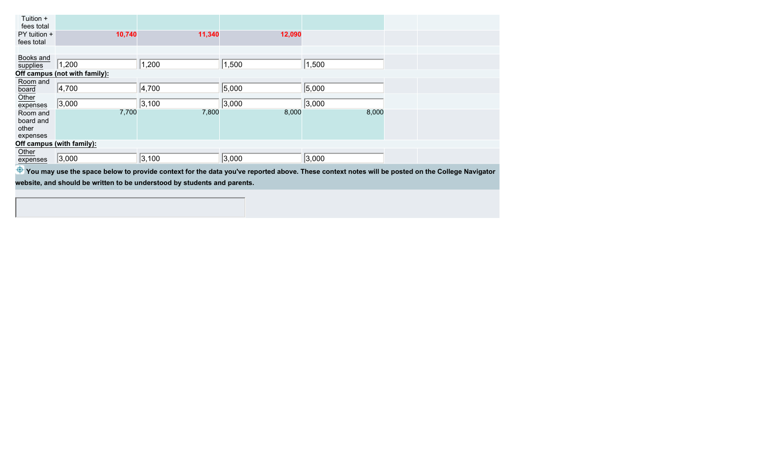| | | | | | | |
|---|---|---|---|---|---|---|
| Tuition + fees total | | | | | | |
| PY tuition + fees total | 10,740 | 11,340 | 12,090 | | | |
| | | | | | | |
| Books and supplies | 1,200 | 1,200 | 1,500 | 1,500 | | |
| **Off campus (not with family):** | | | | | | |
| Room and board | 4,700 | 4,700 | 5,000 | 5,000 | | |
| Other expenses | 3,000 | 3,100 | 3,000 | 3,000 | | |
| Room and board and other expenses | 7,700 | 7,800 | 8,000 | 8,000 | | |
| **Off campus (with family):** | | | | | | |
| Other expenses | 3,000 | 3,100 | 3,000 | 3,000 | | |

**You may use the space below to provide context for the data you've reported above. These context notes will be posted on the College Navigator website, and should be written to be understood by students and parents.**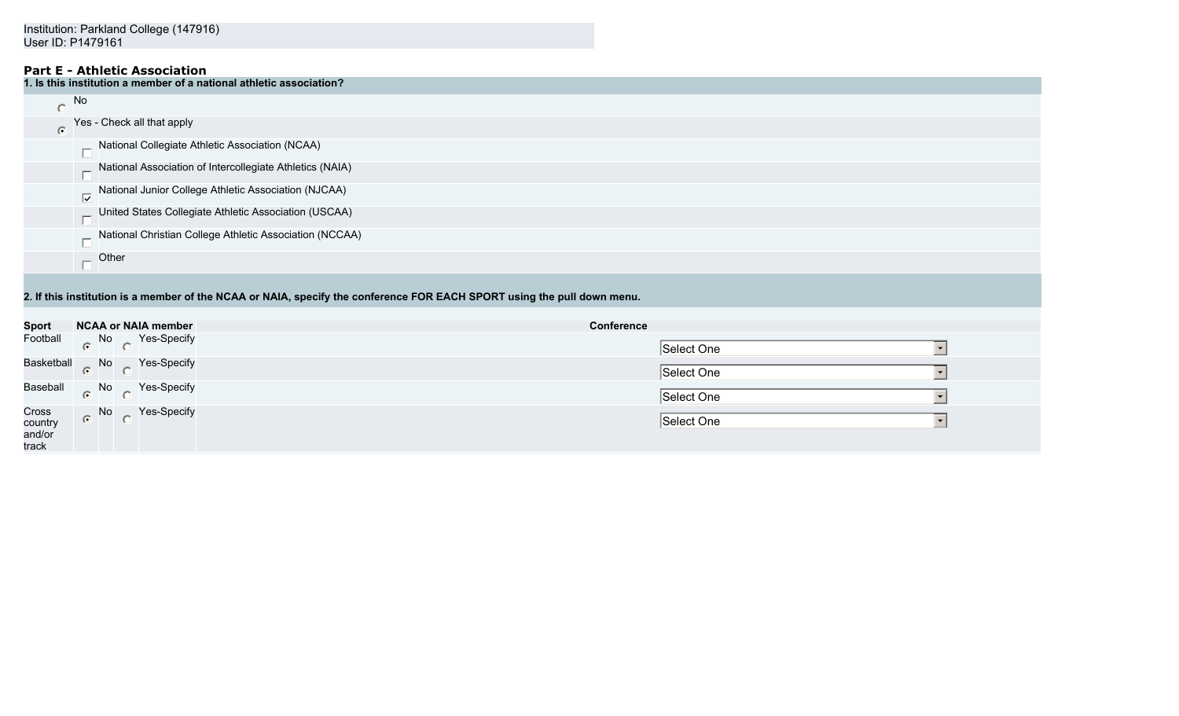Institution: Parkland College (147916)
User ID: P1479161

## Part E - Athletic Association

**1. Is this institution a member of a national athletic association?**

- ( ) No
- (•) Yes - Check all that apply
  - [ ] National Collegiate Athletic Association (NCAA)
  - [ ] National Association of Intercollegiate Athletics (NAIA)
  - [x] National Junior College Athletic Association (NJCAA)
  - [ ] United States Collegiate Athletic Association (USCAA)
  - [ ] National Christian College Athletic Association (NCCAA)
  - [ ] Other

**2. If this institution is a member of the NCAA or NAIA, specify the conference FOR EACH SPORT using the pull down menu.**

| Sport | NCAA or NAIA member | | Conference |
|---|---|---|---|
| Football | (•) No | ( ) Yes-Specify | Select One |
| Basketball | (•) No | ( ) Yes-Specify | Select One |
| Baseball | (•) No | ( ) Yes-Specify | Select One |
| Cross country and/or track | (•) No | ( ) Yes-Specify | Select One |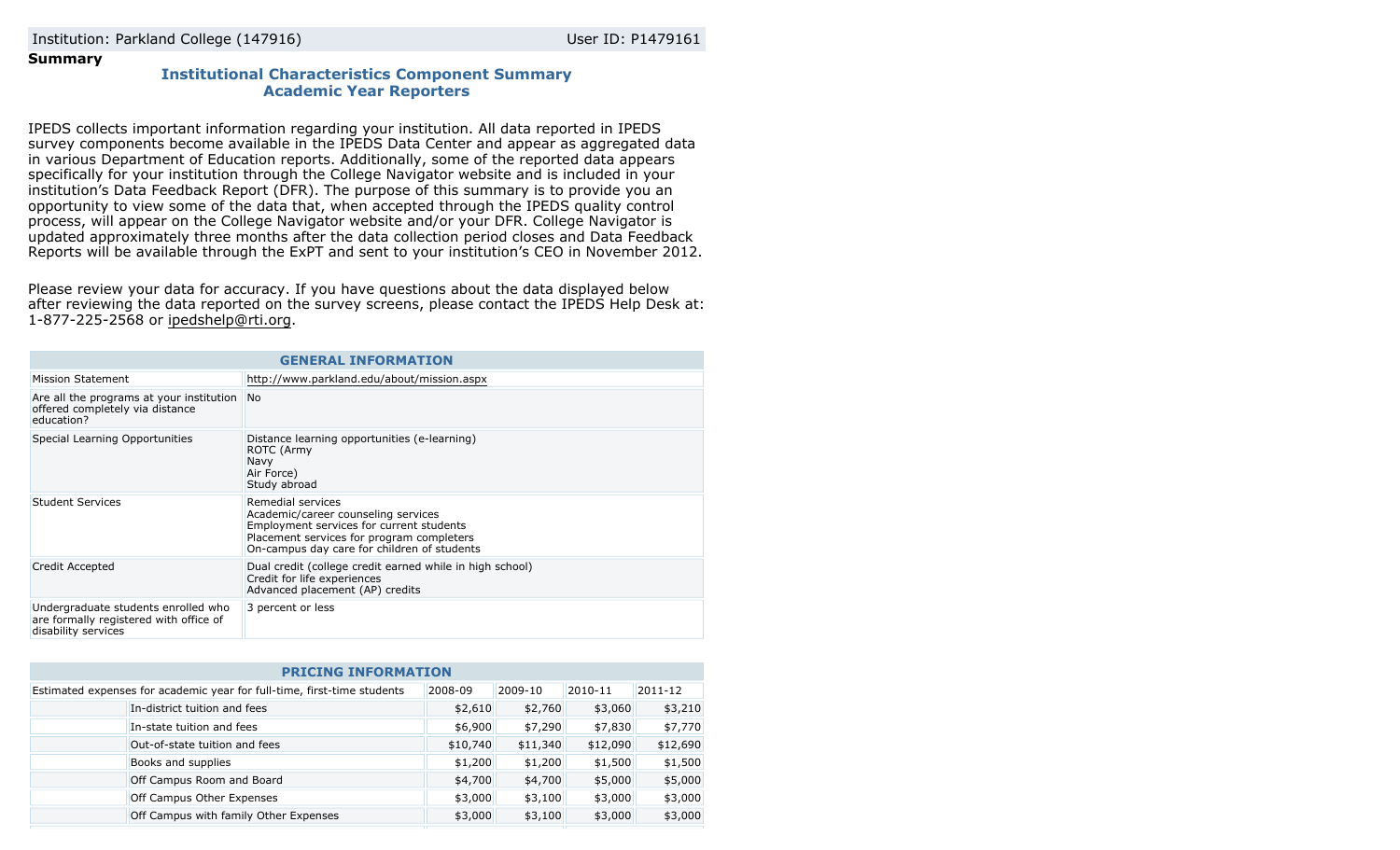Institution: Parkland College (147916) User ID: P1479161

**Summary**

## Institutional Characteristics Component Summary
## Academic Year Reporters

IPEDS collects important information regarding your institution. All data reported in IPEDS survey components become available in the IPEDS Data Center and appear as aggregated data in various Department of Education reports. Additionally, some of the reported data appears specifically for your institution through the College Navigator website and is included in your institution's Data Feedback Report (DFR). The purpose of this summary is to provide you an opportunity to view some of the data that, when accepted through the IPEDS quality control process, will appear on the College Navigator website and/or your DFR. College Navigator is updated approximately three months after the data collection period closes and Data Feedback Reports will be available through the ExPT and sent to your institution's CEO in November 2012.

Please review your data for accuracy. If you have questions about the data displayed below after reviewing the data reported on the survey screens, please contact the IPEDS Help Desk at: 1-877-225-2568 or ipedshelp@rti.org.

| GENERAL INFORMATION | |
|---|---|
| Mission Statement | http://www.parkland.edu/about/mission.aspx |
| Are all the programs at your institution offered completely via distance education? | No |
| Special Learning Opportunities | Distance learning opportunities (e-learning)<br>ROTC (Army<br>Navy<br>Air Force)<br>Study abroad |
| Student Services | Remedial services<br>Academic/career counseling services<br>Employment services for current students<br>Placement services for program completers<br>On-campus day care for children of students |
| Credit Accepted | Dual credit (college credit earned while in high school)<br>Credit for life experiences<br>Advanced placement (AP) credits |
| Undergraduate students enrolled who are formally registered with office of disability services | 3 percent or less |

| PRICING INFORMATION | | | | | |
|---|---|---|---|---|---|
| Estimated expenses for academic year for full-time, first-time students | | 2008-09 | 2009-10 | 2010-11 | 2011-12 |
| | In-district tuition and fees | $2,610 | $2,760 | $3,060 | $3,210 |
| | In-state tuition and fees | $6,900 | $7,290 | $7,830 | $7,770 |
| | Out-of-state tuition and fees | $10,740 | $11,340 | $12,090 | $12,690 |
| | Books and supplies | $1,200 | $1,200 | $1,500 | $1,500 |
| | Off Campus Room and Board | $4,700 | $4,700 | $5,000 | $5,000 |
| | Off Campus Other Expenses | $3,000 | $3,100 | $3,000 | $3,000 |
| | Off Campus with family Other Expenses | $3,000 | $3,100 | $3,000 | $3,000 |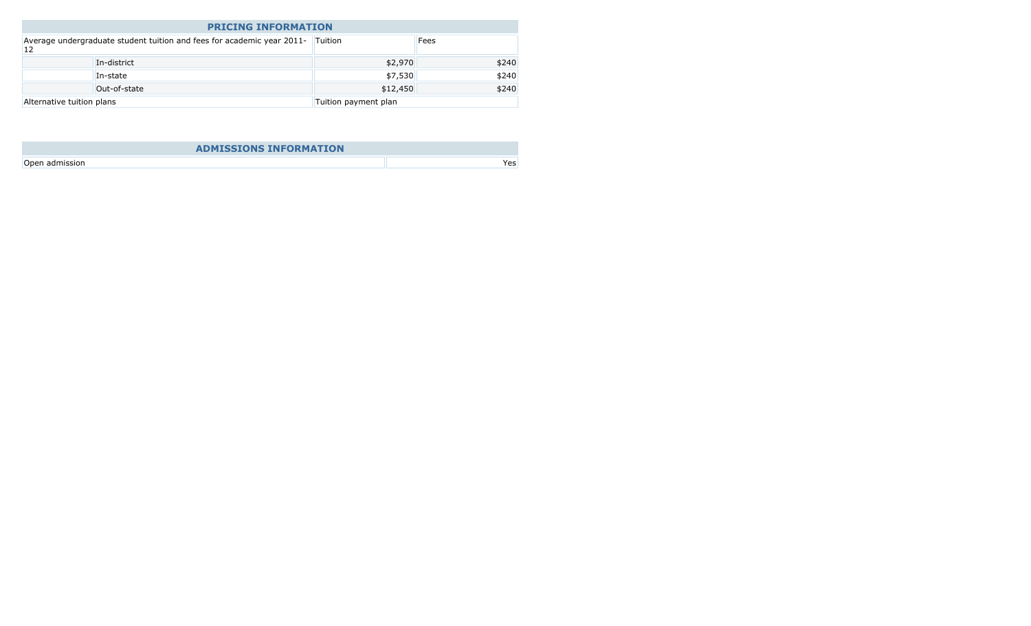## PRICING INFORMATION

| Average undergraduate student tuition and fees for academic year 2011-12 | | Tuition | Fees |
|---|---|---|---|
| | In-district | $2,970 | $240 |
| | In-state | $7,530 | $240 |
| | Out-of-state | $12,450 | $240 |
| Alternative tuition plans | | Tuition payment plan | |

## ADMISSIONS INFORMATION

| | |
|---|---|
| Open admission | Yes |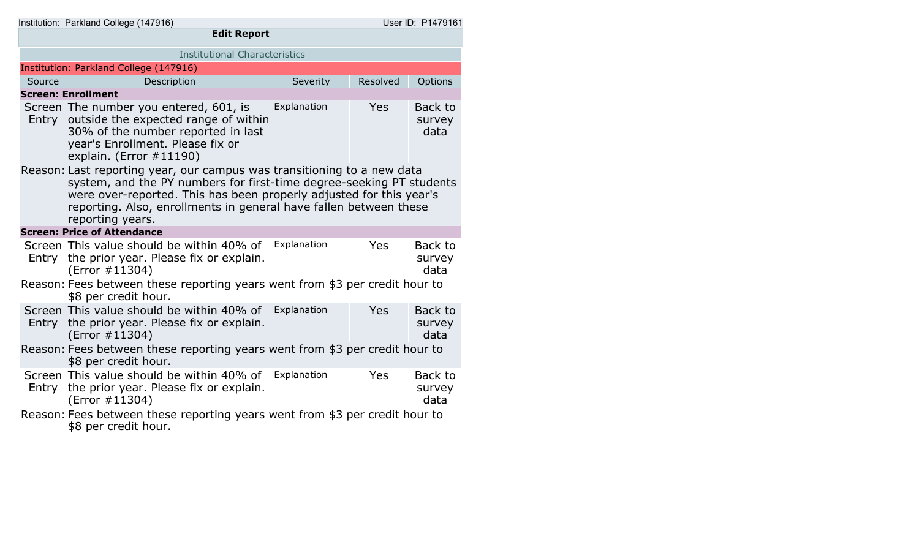Institution: Parkland College (147916) User ID: P1479161

**Edit Report**

Institutional Characteristics

Institution: Parkland College (147916)

| Source | Description | Severity | Resolved | Options |
|---|---|---|---|---|
| **Screen: Enrollment** | | | | |
| Screen Entry | The number you entered, 601, is outside the expected range of within 30% of the number reported in last year's Enrollment. Please fix or explain. (Error #11190) | Explanation | Yes | Back to survey data |
| Reason: | Last reporting year, our campus was transitioning to a new data system, and the PY numbers for first-time degree-seeking PT students were over-reported. This has been properly adjusted for this year's reporting. Also, enrollments in general have fallen between these reporting years. | | | |
| **Screen: Price of Attendance** | | | | |
| Screen Entry | This value should be within 40% of the prior year. Please fix or explain. (Error #11304) | Explanation | Yes | Back to survey data |
| Reason: | Fees between these reporting years went from $3 per credit hour to $8 per credit hour. | | | |
| Screen Entry | This value should be within 40% of the prior year. Please fix or explain. (Error #11304) | Explanation | Yes | Back to survey data |
| Reason: | Fees between these reporting years went from $3 per credit hour to $8 per credit hour. | | | |
| Screen Entry | This value should be within 40% of the prior year. Please fix or explain. (Error #11304) | Explanation | Yes | Back to survey data |
| Reason: | Fees between these reporting years went from $3 per credit hour to $8 per credit hour. | | | |